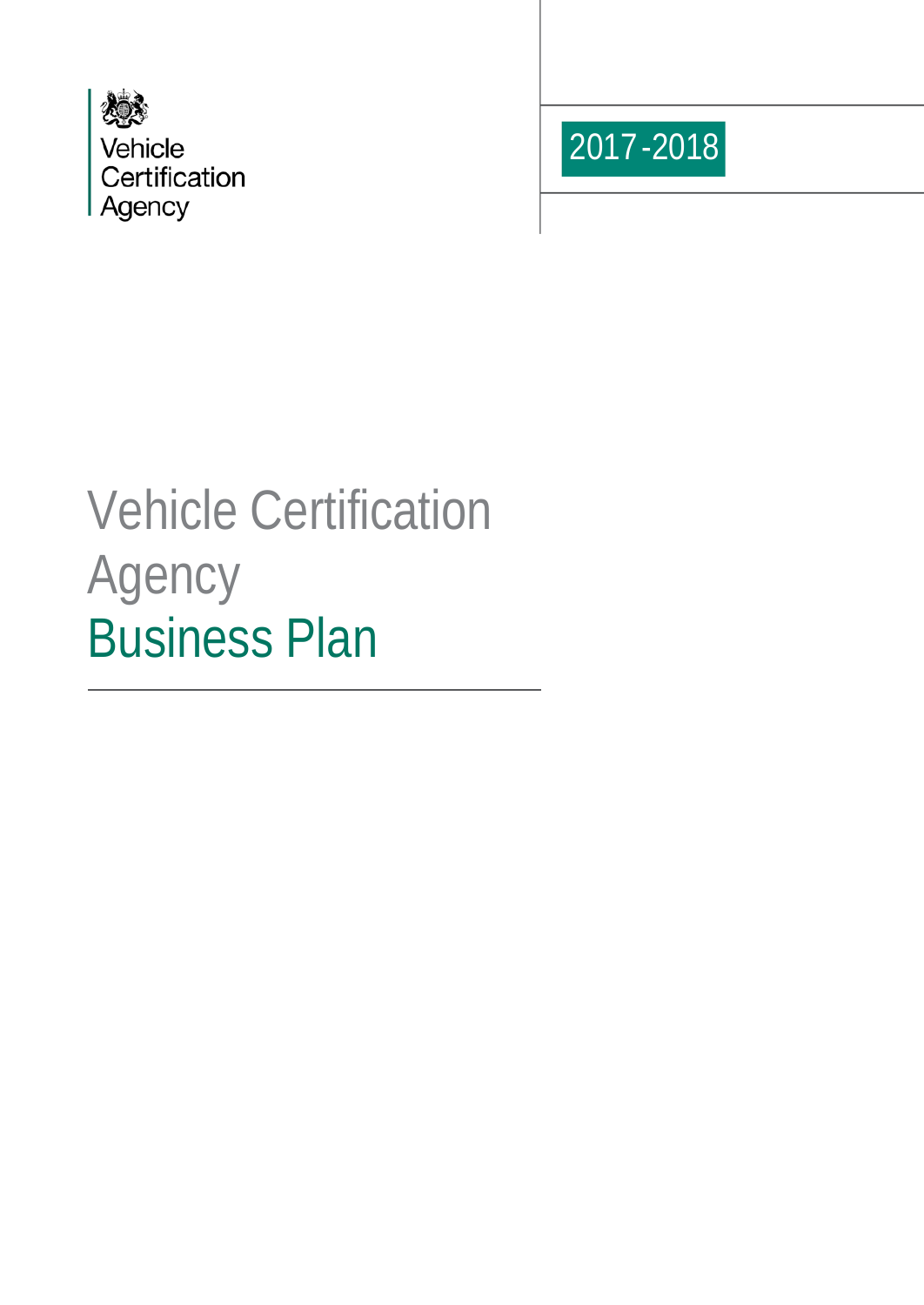Vehicle Certification Agency

2017-2018

# Vehicle Certification Agency
# Business Plan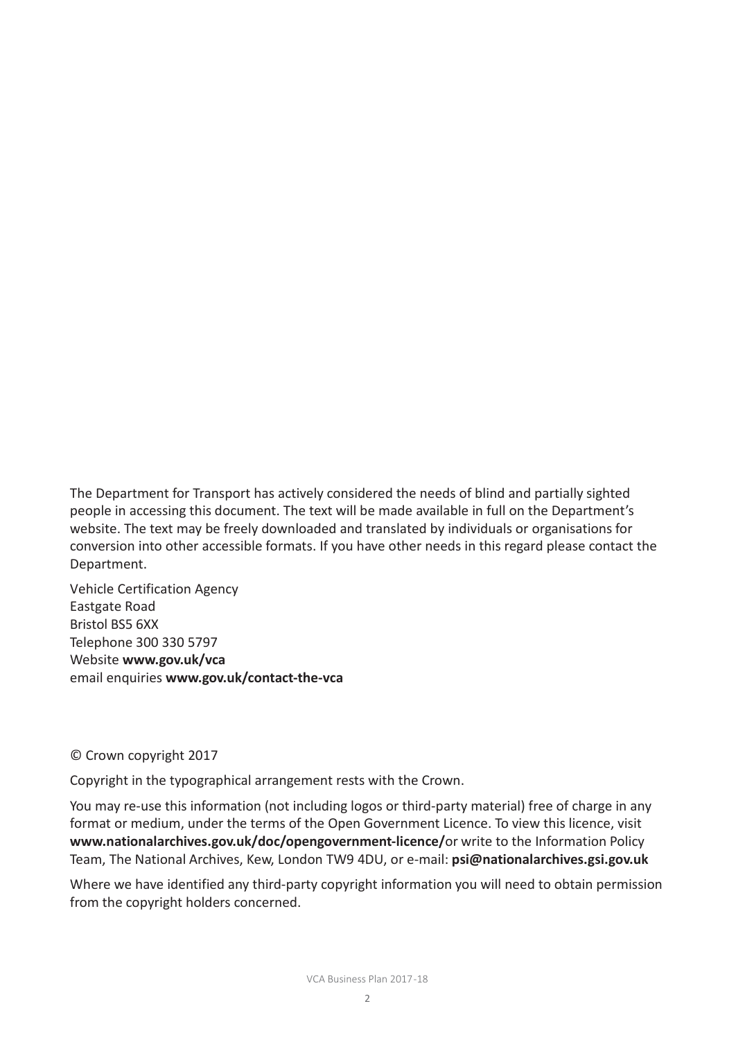The Department for Transport has actively considered the needs of blind and partially sighted people in accessing this document. The text will be made available in full on the Department's website. The text may be freely downloaded and translated by individuals or organisations for conversion into other accessible formats. If you have other needs in this regard please contact the Department.

Vehicle Certification Agency
Eastgate Road
Bristol BS5 6XX
Telephone 300 330 5797
Website **www.gov.uk/vca**
email enquiries **www.gov.uk/contact-the-vca**

© Crown copyright 2017

Copyright in the typographical arrangement rests with the Crown.

You may re-use this information (not including logos or third-party material) free of charge in any format or medium, under the terms of the Open Government Licence. To view this licence, visit **www.nationalarchives.gov.uk/doc/opengovernment-licence/**or write to the Information Policy Team, The National Archives, Kew, London TW9 4DU, or e-mail: **psi@nationalarchives.gsi.gov.uk**

Where we have identified any third-party copyright information you will need to obtain permission from the copyright holders concerned.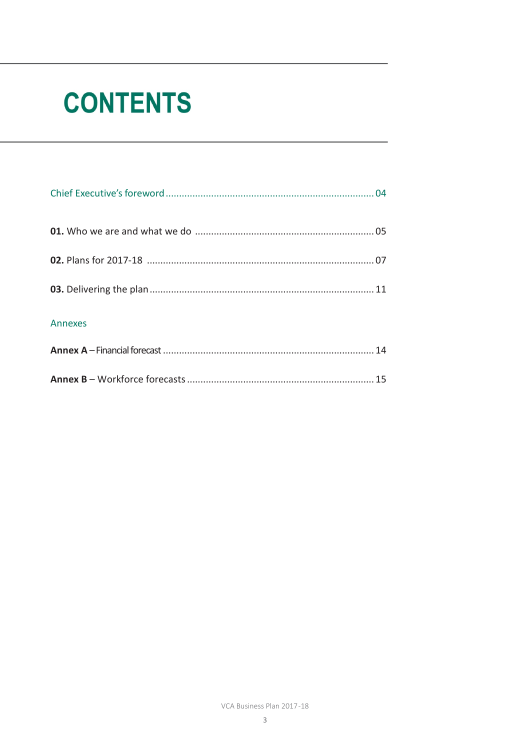# CONTENTS

Chief Executive's foreword ............................................................................ 04

**01.** Who we are and what we do .................................................................. 05

**02.** Plans for 2017-18 .................................................................................... 07

**03.** Delivering the plan ................................................................................... 11

Annexes

**Annex A** – Financial forecast .............................................................................. 14

**Annex B** – Workforce forecasts .................................................................... 15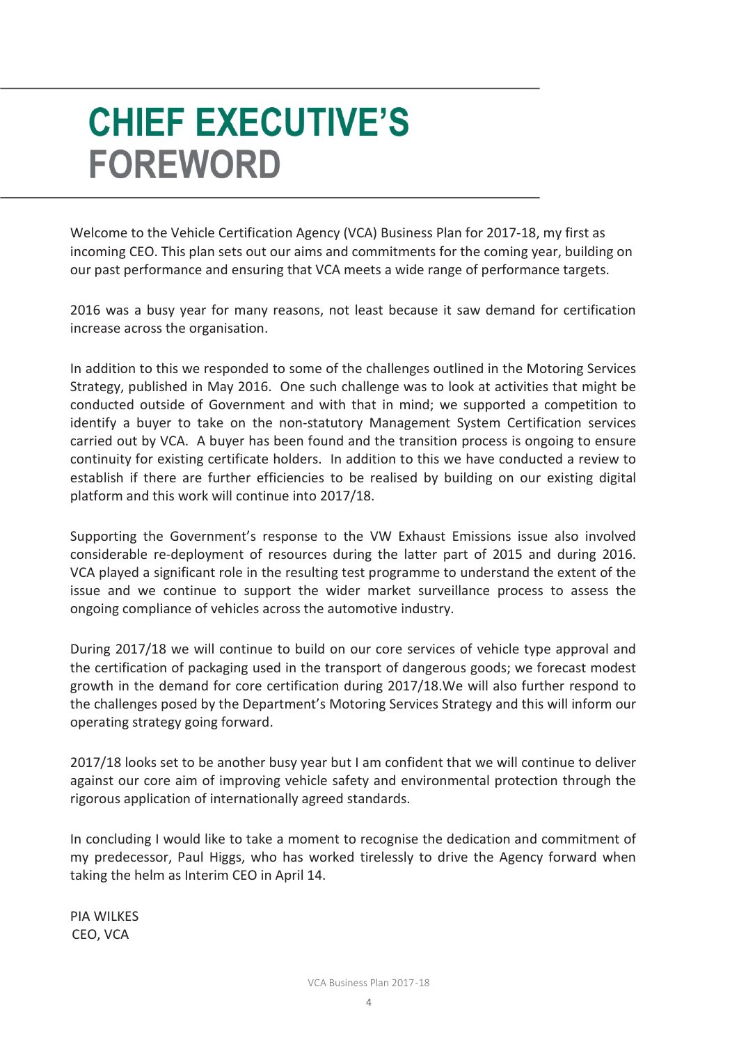# CHIEF EXECUTIVE'S FOREWORD

Welcome to the Vehicle Certification Agency (VCA) Business Plan for 2017-18, my first as incoming CEO. This plan sets out our aims and commitments for the coming year, building on our past performance and ensuring that VCA meets a wide range of performance targets.

2016 was a busy year for many reasons, not least because it saw demand for certification increase across the organisation.

In addition to this we responded to some of the challenges outlined in the Motoring Services Strategy, published in May 2016. One such challenge was to look at activities that might be conducted outside of Government and with that in mind; we supported a competition to identify a buyer to take on the non-statutory Management System Certification services carried out by VCA. A buyer has been found and the transition process is ongoing to ensure continuity for existing certificate holders. In addition to this we have conducted a review to establish if there are further efficiencies to be realised by building on our existing digital platform and this work will continue into 2017/18.

Supporting the Government's response to the VW Exhaust Emissions issue also involved considerable re-deployment of resources during the latter part of 2015 and during 2016. VCA played a significant role in the resulting test programme to understand the extent of the issue and we continue to support the wider market surveillance process to assess the ongoing compliance of vehicles across the automotive industry.

During 2017/18 we will continue to build on our core services of vehicle type approval and the certification of packaging used in the transport of dangerous goods; we forecast modest growth in the demand for core certification during 2017/18.We will also further respond to the challenges posed by the Department's Motoring Services Strategy and this will inform our operating strategy going forward.

2017/18 looks set to be another busy year but I am confident that we will continue to deliver against our core aim of improving vehicle safety and environmental protection through the rigorous application of internationally agreed standards.

In concluding I would like to take a moment to recognise the dedication and commitment of my predecessor, Paul Higgs, who has worked tirelessly to drive the Agency forward when taking the helm as Interim CEO in April 14.

PIA WILKES
CEO, VCA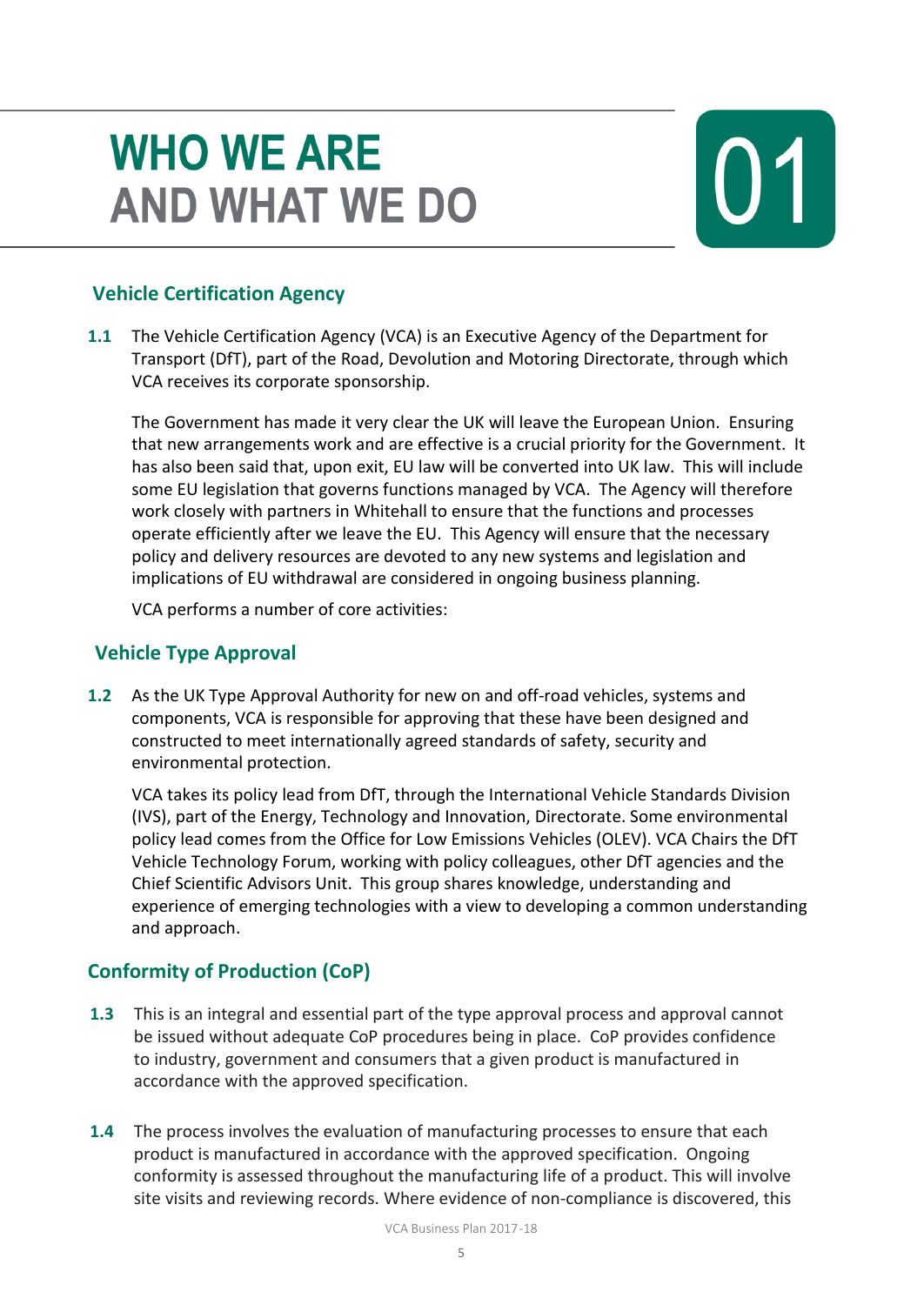# WHO WE ARE AND WHAT WE DO

# 01

## Vehicle Certification Agency

**1.1** The Vehicle Certification Agency (VCA) is an Executive Agency of the Department for Transport (DfT), part of the Road, Devolution and Motoring Directorate, through which VCA receives its corporate sponsorship.

The Government has made it very clear the UK will leave the European Union. Ensuring that new arrangements work and are effective is a crucial priority for the Government. It has also been said that, upon exit, EU law will be converted into UK law. This will include some EU legislation that governs functions managed by VCA. The Agency will therefore work closely with partners in Whitehall to ensure that the functions and processes operate efficiently after we leave the EU. This Agency will ensure that the necessary policy and delivery resources are devoted to any new systems and legislation and implications of EU withdrawal are considered in ongoing business planning.

VCA performs a number of core activities:

## Vehicle Type Approval

**1.2** As the UK Type Approval Authority for new on and off-road vehicles, systems and components, VCA is responsible for approving that these have been designed and constructed to meet internationally agreed standards of safety, security and environmental protection.

VCA takes its policy lead from DfT, through the International Vehicle Standards Division (IVS), part of the Energy, Technology and Innovation, Directorate. Some environmental policy lead comes from the Office for Low Emissions Vehicles (OLEV). VCA Chairs the DfT Vehicle Technology Forum, working with policy colleagues, other DfT agencies and the Chief Scientific Advisors Unit. This group shares knowledge, understanding and experience of emerging technologies with a view to developing a common understanding and approach.

## Conformity of Production (CoP)

**1.3** This is an integral and essential part of the type approval process and approval cannot be issued without adequate CoP procedures being in place. CoP provides confidence to industry, government and consumers that a given product is manufactured in accordance with the approved specification.

**1.4** The process involves the evaluation of manufacturing processes to ensure that each product is manufactured in accordance with the approved specification. Ongoing conformity is assessed throughout the manufacturing life of a product. This will involve site visits and reviewing records. Where evidence of non-compliance is discovered, this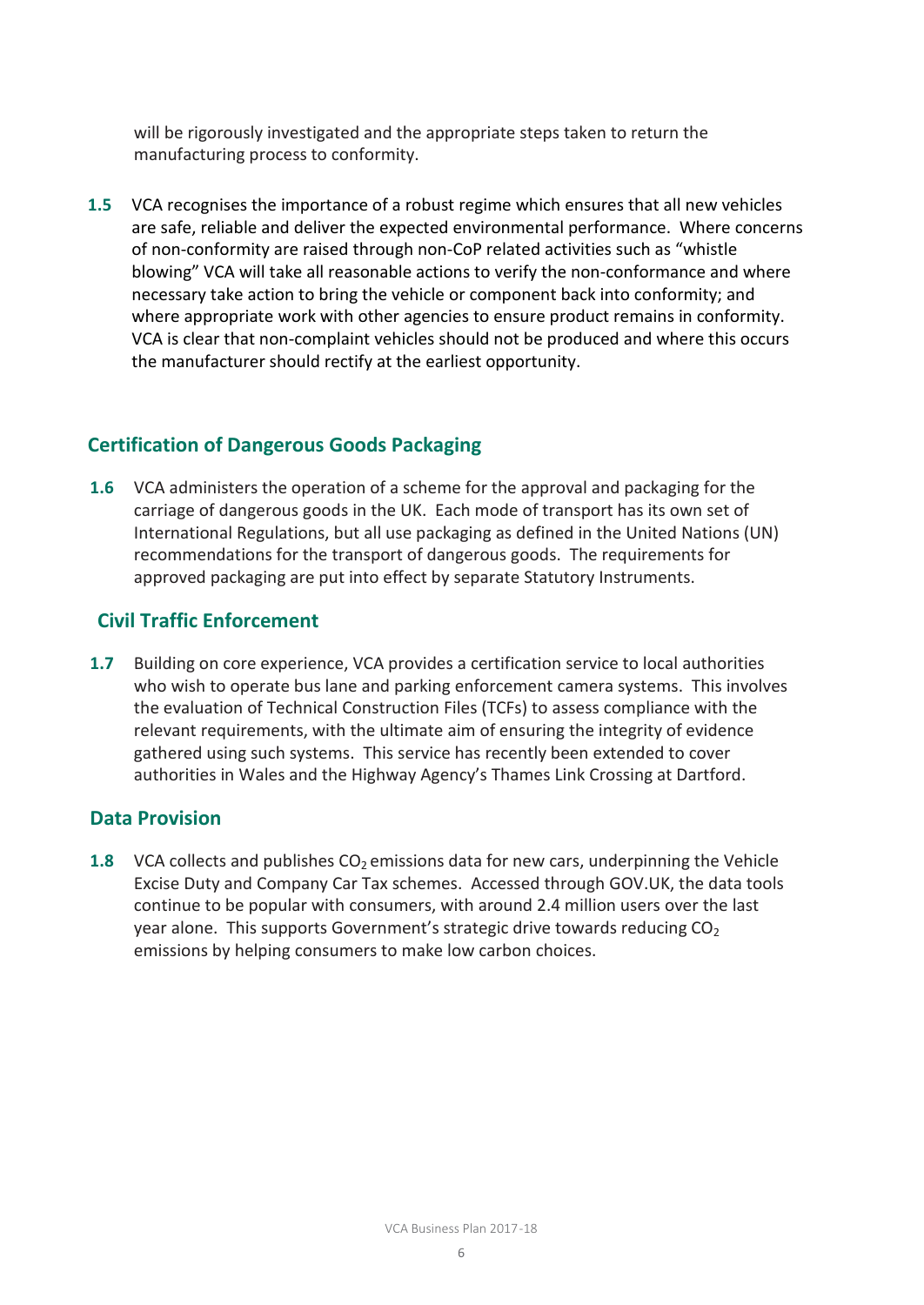will be rigorously investigated and the appropriate steps taken to return the manufacturing process to conformity.

**1.5** VCA recognises the importance of a robust regime which ensures that all new vehicles are safe, reliable and deliver the expected environmental performance. Where concerns of non-conformity are raised through non-CoP related activities such as "whistle blowing" VCA will take all reasonable actions to verify the non-conformance and where necessary take action to bring the vehicle or component back into conformity; and where appropriate work with other agencies to ensure product remains in conformity. VCA is clear that non-complaint vehicles should not be produced and where this occurs the manufacturer should rectify at the earliest opportunity.

## Certification of Dangerous Goods Packaging

**1.6** VCA administers the operation of a scheme for the approval and packaging for the carriage of dangerous goods in the UK. Each mode of transport has its own set of International Regulations, but all use packaging as defined in the United Nations (UN) recommendations for the transport of dangerous goods. The requirements for approved packaging are put into effect by separate Statutory Instruments.

## Civil Traffic Enforcement

**1.7** Building on core experience, VCA provides a certification service to local authorities who wish to operate bus lane and parking enforcement camera systems. This involves the evaluation of Technical Construction Files (TCFs) to assess compliance with the relevant requirements, with the ultimate aim of ensuring the integrity of evidence gathered using such systems. This service has recently been extended to cover authorities in Wales and the Highway Agency's Thames Link Crossing at Dartford.

## Data Provision

**1.8** VCA collects and publishes $CO_2$ emissions data for new cars, underpinning the Vehicle Excise Duty and Company Car Tax schemes. Accessed through GOV.UK, the data tools continue to be popular with consumers, with around 2.4 million users over the last year alone. This supports Government's strategic drive towards reducing $CO_2$ emissions by helping consumers to make low carbon choices.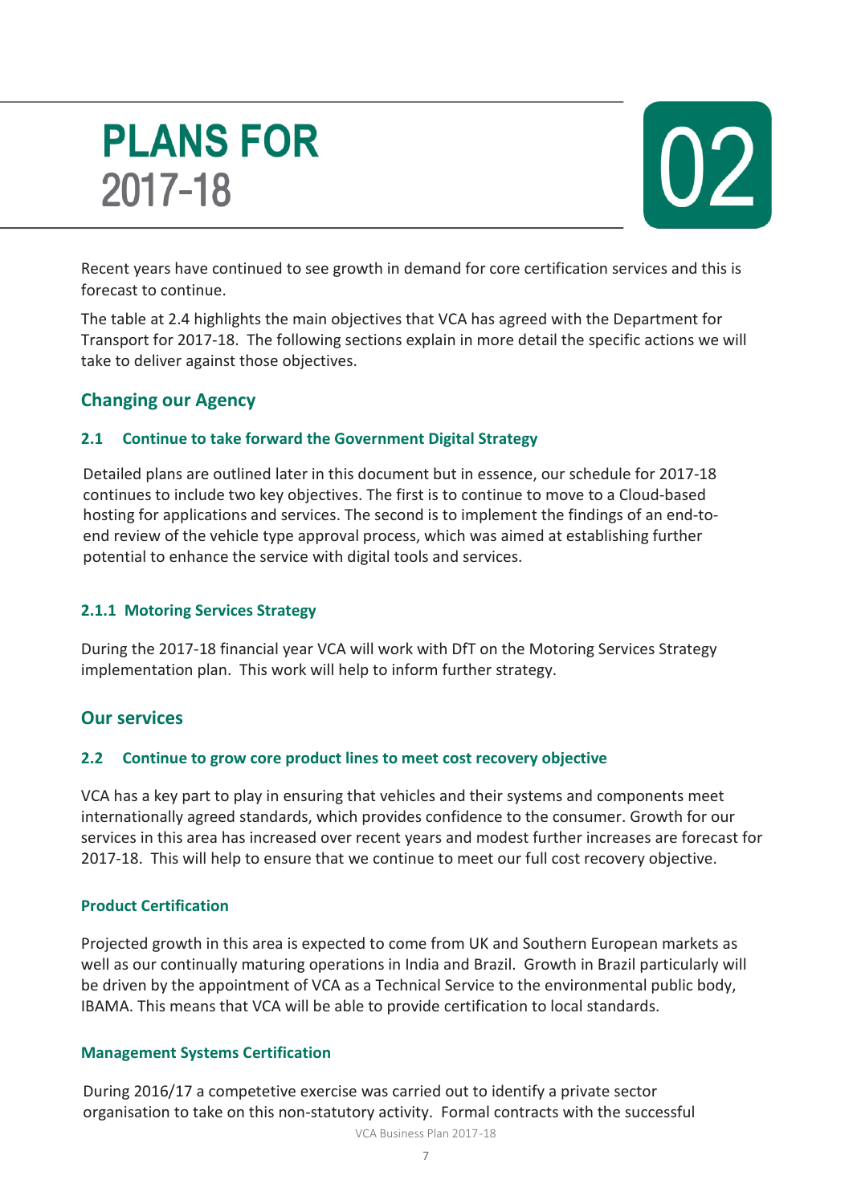# PLANS FOR 2017-18

02

Recent years have continued to see growth in demand for core certification services and this is forecast to continue.

The table at 2.4 highlights the main objectives that VCA has agreed with the Department for Transport for 2017-18. The following sections explain in more detail the specific actions we will take to deliver against those objectives.

## Changing our Agency

### 2.1 Continue to take forward the Government Digital Strategy

Detailed plans are outlined later in this document but in essence, our schedule for 2017-18 continues to include two key objectives. The first is to continue to move to a Cloud-based hosting for applications and services. The second is to implement the findings of an end-to-end review of the vehicle type approval process, which was aimed at establishing further potential to enhance the service with digital tools and services.

### 2.1.1 Motoring Services Strategy

During the 2017-18 financial year VCA will work with DfT on the Motoring Services Strategy implementation plan. This work will help to inform further strategy.

## Our services

### 2.2 Continue to grow core product lines to meet cost recovery objective

VCA has a key part to play in ensuring that vehicles and their systems and components meet internationally agreed standards, which provides confidence to the consumer. Growth for our services in this area has increased over recent years and modest further increases are forecast for 2017-18. This will help to ensure that we continue to meet our full cost recovery objective.

#### Product Certification

Projected growth in this area is expected to come from UK and Southern European markets as well as our continually maturing operations in India and Brazil. Growth in Brazil particularly will be driven by the appointment of VCA as a Technical Service to the environmental public body, IBAMA. This means that VCA will be able to provide certification to local standards.

#### Management Systems Certification

During 2016/17 a competetive exercise was carried out to identify a private sector organisation to take on this non-statutory activity. Formal contracts with the successful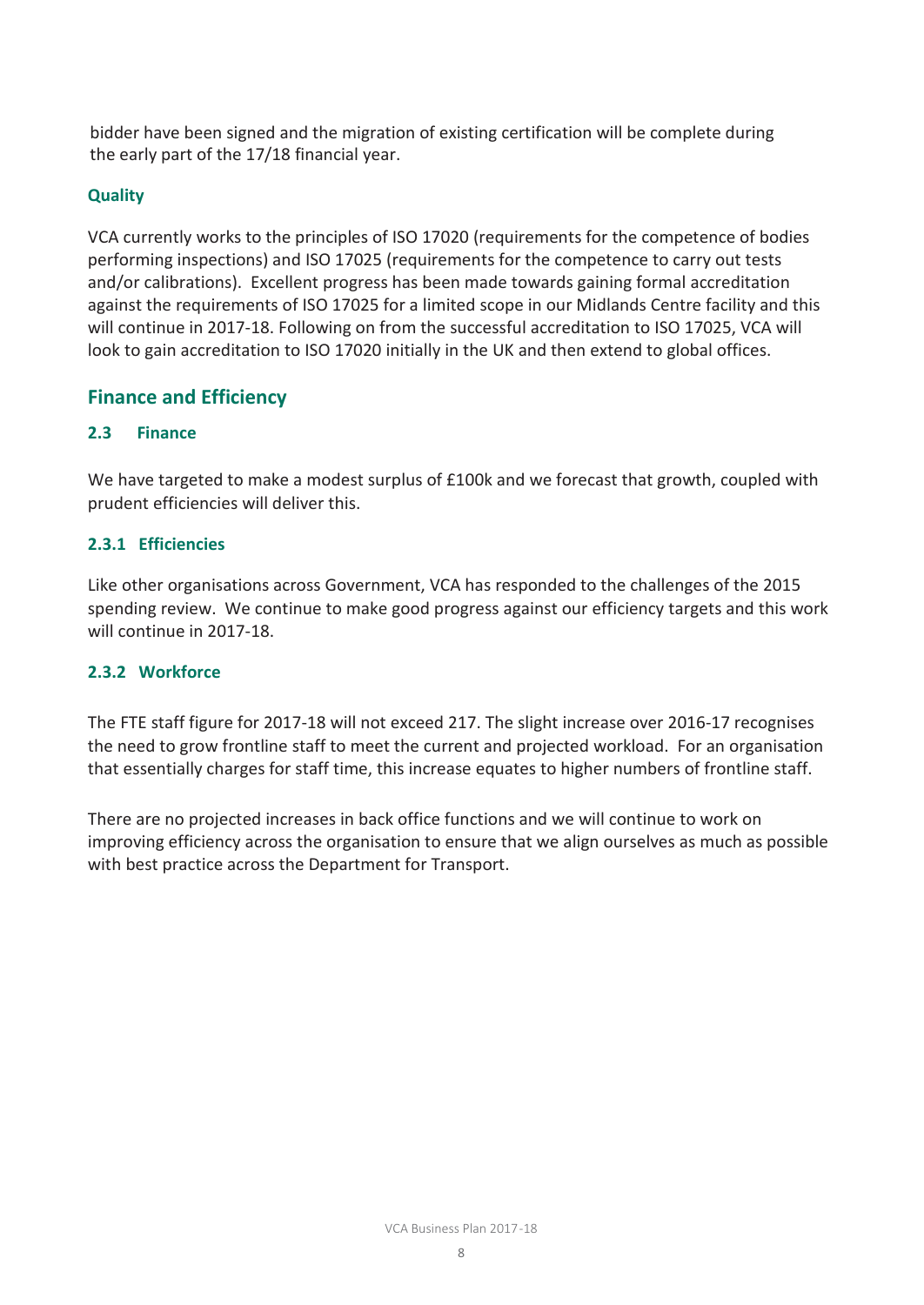bidder have been signed and the migration of existing certification will be complete during the early part of the 17/18 financial year.

### Quality

VCA currently works to the principles of ISO 17020 (requirements for the competence of bodies performing inspections) and ISO 17025 (requirements for the competence to carry out tests and/or calibrations). Excellent progress has been made towards gaining formal accreditation against the requirements of ISO 17025 for a limited scope in our Midlands Centre facility and this will continue in 2017-18. Following on from the successful accreditation to ISO 17025, VCA will look to gain accreditation to ISO 17020 initially in the UK and then extend to global offices.

## Finance and Efficiency

### 2.3 Finance

We have targeted to make a modest surplus of £100k and we forecast that growth, coupled with prudent efficiencies will deliver this.

### 2.3.1 Efficiencies

Like other organisations across Government, VCA has responded to the challenges of the 2015 spending review. We continue to make good progress against our efficiency targets and this work will continue in 2017-18.

### 2.3.2 Workforce

The FTE staff figure for 2017-18 will not exceed 217. The slight increase over 2016-17 recognises the need to grow frontline staff to meet the current and projected workload. For an organisation that essentially charges for staff time, this increase equates to higher numbers of frontline staff.

There are no projected increases in back office functions and we will continue to work on improving efficiency across the organisation to ensure that we align ourselves as much as possible with best practice across the Department for Transport.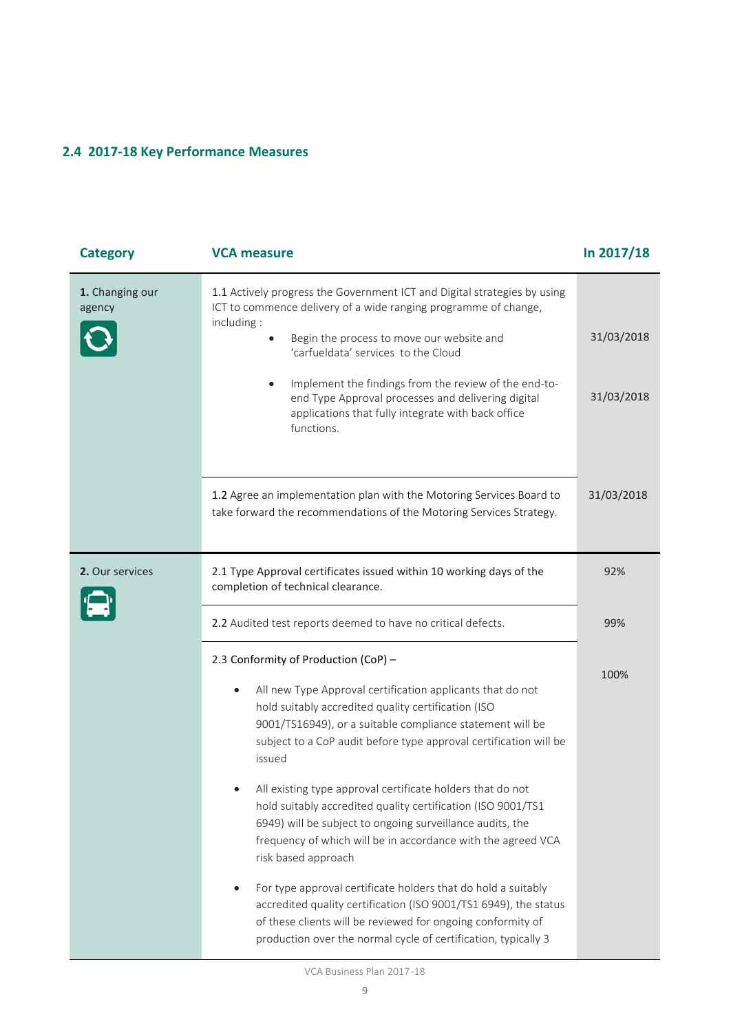## 2.4 2017-18 Key Performance Measures

| Category | VCA measure | In 2017/18 |
|---|---|---|
| **1.** Changing our agency | 1.1 Actively progress the Government ICT and Digital strategies by using ICT to commence delivery of a wide ranging programme of change, including :<br>• Begin the process to move our website and 'carfueldata' services to the Cloud<br>• Implement the findings from the review of the end-to-end Type Approval processes and delivering digital applications that fully integrate with back office functions. | 31/03/2018<br><br>31/03/2018 |
| | 1.2 Agree an implementation plan with the Motoring Services Board to take forward the recommendations of the Motoring Services Strategy. | 31/03/2018 |
| **2.** Our services | 2.1 Type Approval certificates issued within 10 working days of the completion of technical clearance. | 92% |
| | 2.2 Audited test reports deemed to have no critical defects. | 99% |
| | 2.3 Conformity of Production (CoP) –<br>• All new Type Approval certification applicants that do not hold suitably accredited quality certification (ISO 9001/TS16949), or a suitable compliance statement will be subject to a CoP audit before type approval certification will be issued<br>• All existing type approval certificate holders that do not hold suitably accredited quality certification (ISO 9001/TS1 6949) will be subject to ongoing surveillance audits, the frequency of which will be in accordance with the agreed VCA risk based approach<br>• For type approval certificate holders that do hold a suitably accredited quality certification (ISO 9001/TS1 6949), the status of these clients will be reviewed for ongoing conformity of production over the normal cycle of certification, typically 3 | 100% |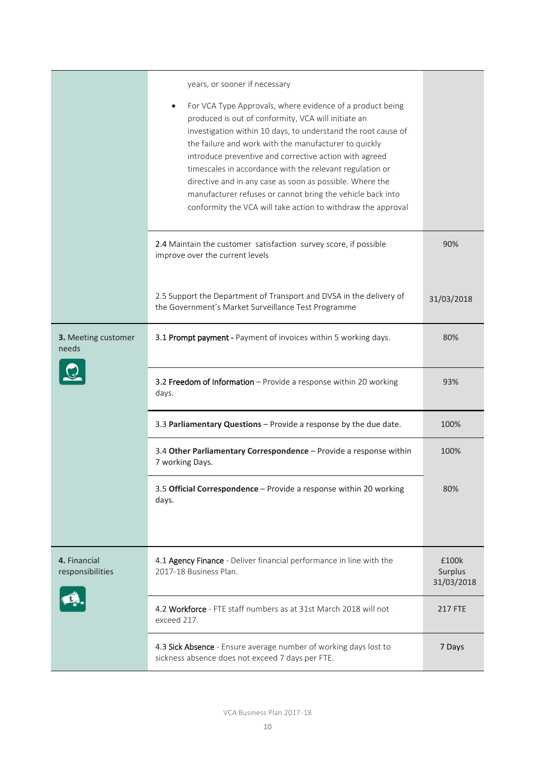| | | |
|---|---|---|
| | years, or sooner if necessary<br>• For VCA Type Approvals, where evidence of a product being produced is out of conformity, VCA will initiate an investigation within 10 days, to understand the root cause of the failure and work with the manufacturer to quickly introduce preventive and corrective action with agreed timescales in accordance with the relevant regulation or directive and in any case as soon as possible. Where the manufacturer refuses or cannot bring the vehicle back into conformity the VCA will take action to withdraw the approval | |
| | 2.4 Maintain the customer satisfaction survey score, if possible improve over the current levels | 90% |
| | 2.5 Support the Department of Transport and DVSA in the delivery of the Government's Market Surveillance Test Programme | 31/03/2018 |
| **3.** Meeting customer needs | 3.1 Prompt payment - Payment of invoices within 5 working days. | 80% |
| | 3.2 Freedom of Information – Provide a response within 20 working days. | 93% |
| | 3.3 **Parliamentary Questions** – Provide a response by the due date. | 100% |
| | 3.4 **Other Parliamentary Correspondence** – Provide a response within 7 working Days. | 100% |
| | 3.5 **Official Correspondence** – Provide a response within 20 working days. | 80% |
| **4.** Financial responsibilities | 4.1 Agency Finance - Deliver financial performance in line with the 2017-18 Business Plan. | £100k Surplus 31/03/2018 |
| | 4.2 Workforce - FTE staff numbers as at 31st March 2018 will not exceed 217. | 217 FTE |
| | 4.3 Sick Absence - Ensure average number of working days lost to sickness absence does not exceed 7 days per FTE. | 7 Days |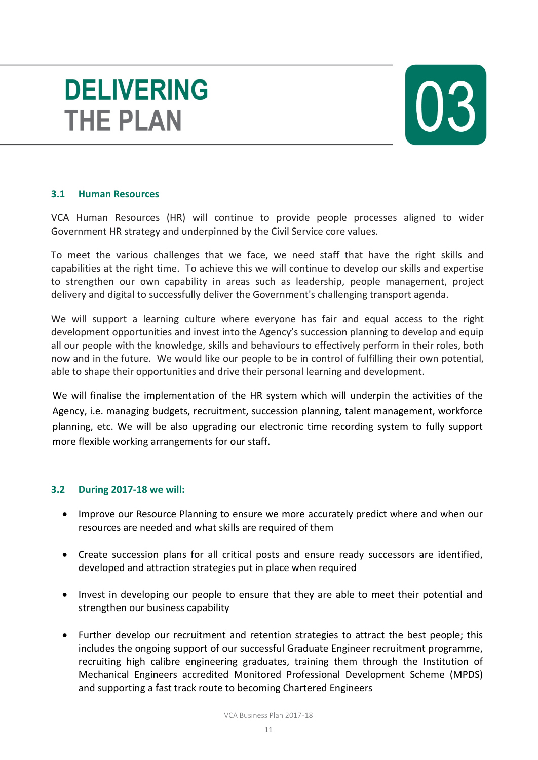# DELIVERING THE PLAN

# 03

### 3.1 Human Resources

VCA Human Resources (HR) will continue to provide people processes aligned to wider Government HR strategy and underpinned by the Civil Service core values.

To meet the various challenges that we face, we need staff that have the right skills and capabilities at the right time. To achieve this we will continue to develop our skills and expertise to strengthen our own capability in areas such as leadership, people management, project delivery and digital to successfully deliver the Government's challenging transport agenda.

We will support a learning culture where everyone has fair and equal access to the right development opportunities and invest into the Agency's succession planning to develop and equip all our people with the knowledge, skills and behaviours to effectively perform in their roles, both now and in the future. We would like our people to be in control of fulfilling their own potential, able to shape their opportunities and drive their personal learning and development.

We will finalise the implementation of the HR system which will underpin the activities of the Agency, i.e. managing budgets, recruitment, succession planning, talent management, workforce planning, etc. We will be also upgrading our electronic time recording system to fully support more flexible working arrangements for our staff.

### 3.2 During 2017-18 we will:

- Improve our Resource Planning to ensure we more accurately predict where and when our resources are needed and what skills are required of them
- Create succession plans for all critical posts and ensure ready successors are identified, developed and attraction strategies put in place when required
- Invest in developing our people to ensure that they are able to meet their potential and strengthen our business capability
- Further develop our recruitment and retention strategies to attract the best people; this includes the ongoing support of our successful Graduate Engineer recruitment programme, recruiting high calibre engineering graduates, training them through the Institution of Mechanical Engineers accredited Monitored Professional Development Scheme (MPDS) and supporting a fast track route to becoming Chartered Engineers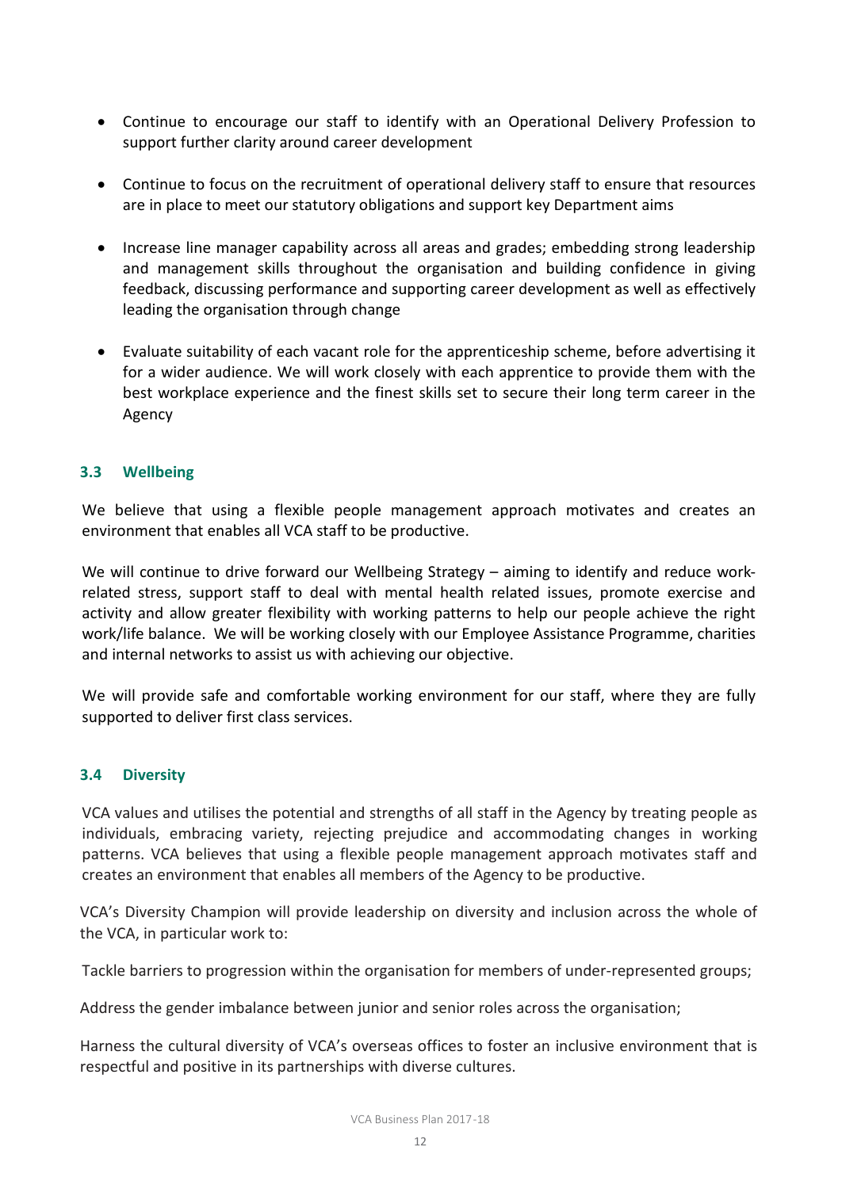- Continue to encourage our staff to identify with an Operational Delivery Profession to support further clarity around career development

- Continue to focus on the recruitment of operational delivery staff to ensure that resources are in place to meet our statutory obligations and support key Department aims

- Increase line manager capability across all areas and grades; embedding strong leadership and management skills throughout the organisation and building confidence in giving feedback, discussing performance and supporting career development as well as effectively leading the organisation through change

- Evaluate suitability of each vacant role for the apprenticeship scheme, before advertising it for a wider audience. We will work closely with each apprentice to provide them with the best workplace experience and the finest skills set to secure their long term career in the Agency

### 3.3 Wellbeing

We believe that using a flexible people management approach motivates and creates an environment that enables all VCA staff to be productive.

We will continue to drive forward our Wellbeing Strategy – aiming to identify and reduce work-related stress, support staff to deal with mental health related issues, promote exercise and activity and allow greater flexibility with working patterns to help our people achieve the right work/life balance. We will be working closely with our Employee Assistance Programme, charities and internal networks to assist us with achieving our objective.

We will provide safe and comfortable working environment for our staff, where they are fully supported to deliver first class services.

### 3.4 Diversity

VCA values and utilises the potential and strengths of all staff in the Agency by treating people as individuals, embracing variety, rejecting prejudice and accommodating changes in working patterns. VCA believes that using a flexible people management approach motivates staff and creates an environment that enables all members of the Agency to be productive.

VCA's Diversity Champion will provide leadership on diversity and inclusion across the whole of the VCA, in particular work to:

Tackle barriers to progression within the organisation for members of under-represented groups;

Address the gender imbalance between junior and senior roles across the organisation;

Harness the cultural diversity of VCA's overseas offices to foster an inclusive environment that is respectful and positive in its partnerships with diverse cultures.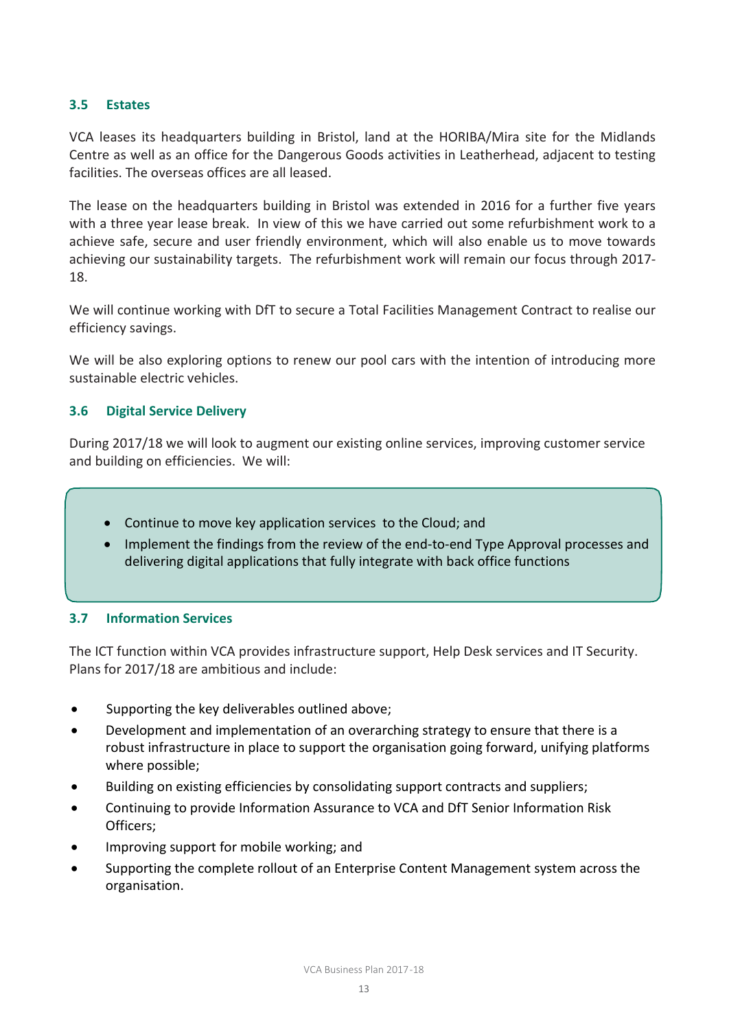### 3.5 Estates

VCA leases its headquarters building in Bristol, land at the HORIBA/Mira site for the Midlands Centre as well as an office for the Dangerous Goods activities in Leatherhead, adjacent to testing facilities. The overseas offices are all leased.

The lease on the headquarters building in Bristol was extended in 2016 for a further five years with a three year lease break. In view of this we have carried out some refurbishment work to a achieve safe, secure and user friendly environment, which will also enable us to move towards achieving our sustainability targets. The refurbishment work will remain our focus through 2017-18.

We will continue working with DfT to secure a Total Facilities Management Contract to realise our efficiency savings.

We will be also exploring options to renew our pool cars with the intention of introducing more sustainable electric vehicles.

### 3.6 Digital Service Delivery

During 2017/18 we will look to augment our existing online services, improving customer service and building on efficiencies. We will:

- Continue to move key application services to the Cloud; and
- Implement the findings from the review of the end-to-end Type Approval processes and delivering digital applications that fully integrate with back office functions

### 3.7 Information Services

The ICT function within VCA provides infrastructure support, Help Desk services and IT Security. Plans for 2017/18 are ambitious and include:

- Supporting the key deliverables outlined above;
- Development and implementation of an overarching strategy to ensure that there is a robust infrastructure in place to support the organisation going forward, unifying platforms where possible;
- Building on existing efficiencies by consolidating support contracts and suppliers;
- Continuing to provide Information Assurance to VCA and DfT Senior Information Risk Officers;
- Improving support for mobile working; and
- Supporting the complete rollout of an Enterprise Content Management system across the organisation.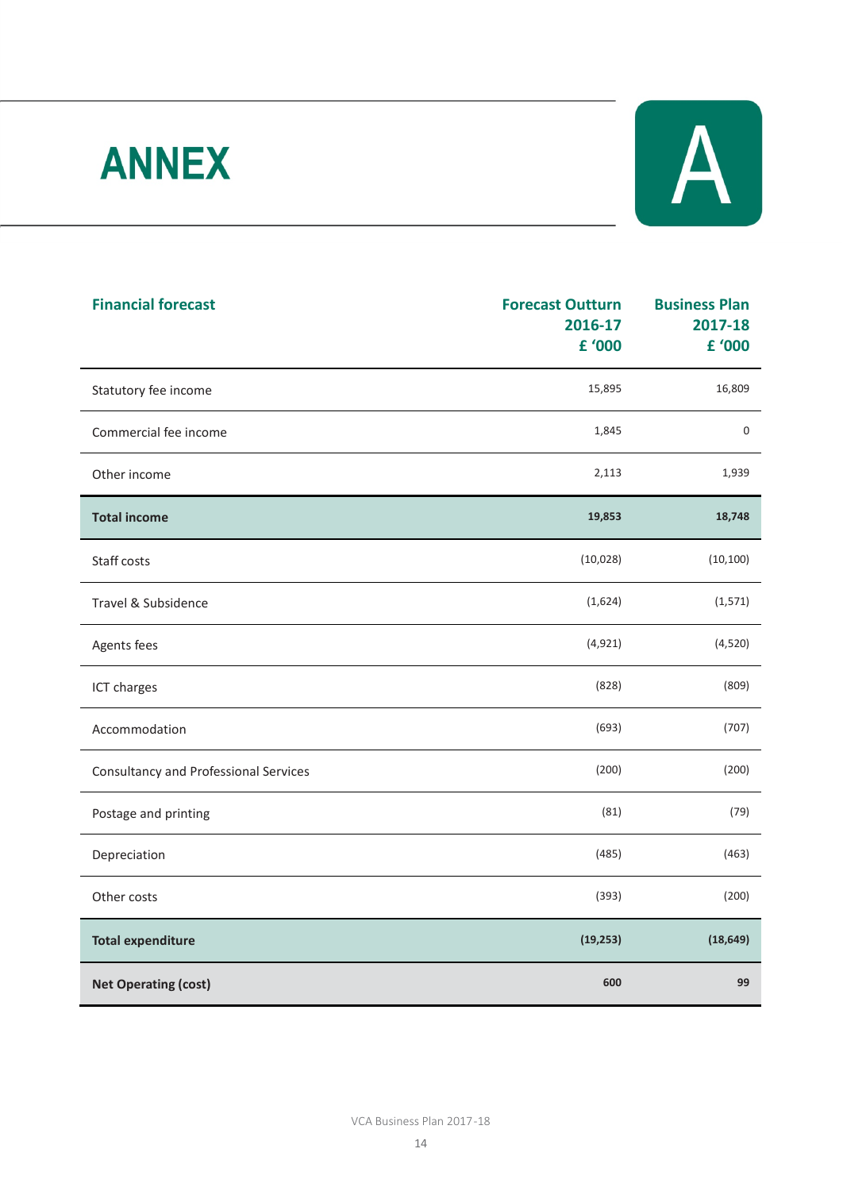# ANNEX

A

| Financial forecast | Forecast Outturn 2016-17 £ '000 | Business Plan 2017-18 £ '000 |
|---|---|---|
| Statutory fee income | 15,895 | 16,809 |
| Commercial fee income | 1,845 | 0 |
| Other income | 2,113 | 1,939 |
| **Total income** | **19,853** | **18,748** |
| Staff costs | (10,028) | (10,100) |
| Travel & Subsidence | (1,624) | (1,571) |
| Agents fees | (4,921) | (4,520) |
| ICT charges | (828) | (809) |
| Accommodation | (693) | (707) |
| Consultancy and Professional Services | (200) | (200) |
| Postage and printing | (81) | (79) |
| Depreciation | (485) | (463) |
| Other costs | (393) | (200) |
| **Total expenditure** | **(19,253)** | **(18,649)** |
| **Net Operating (cost)** | **600** | **99** |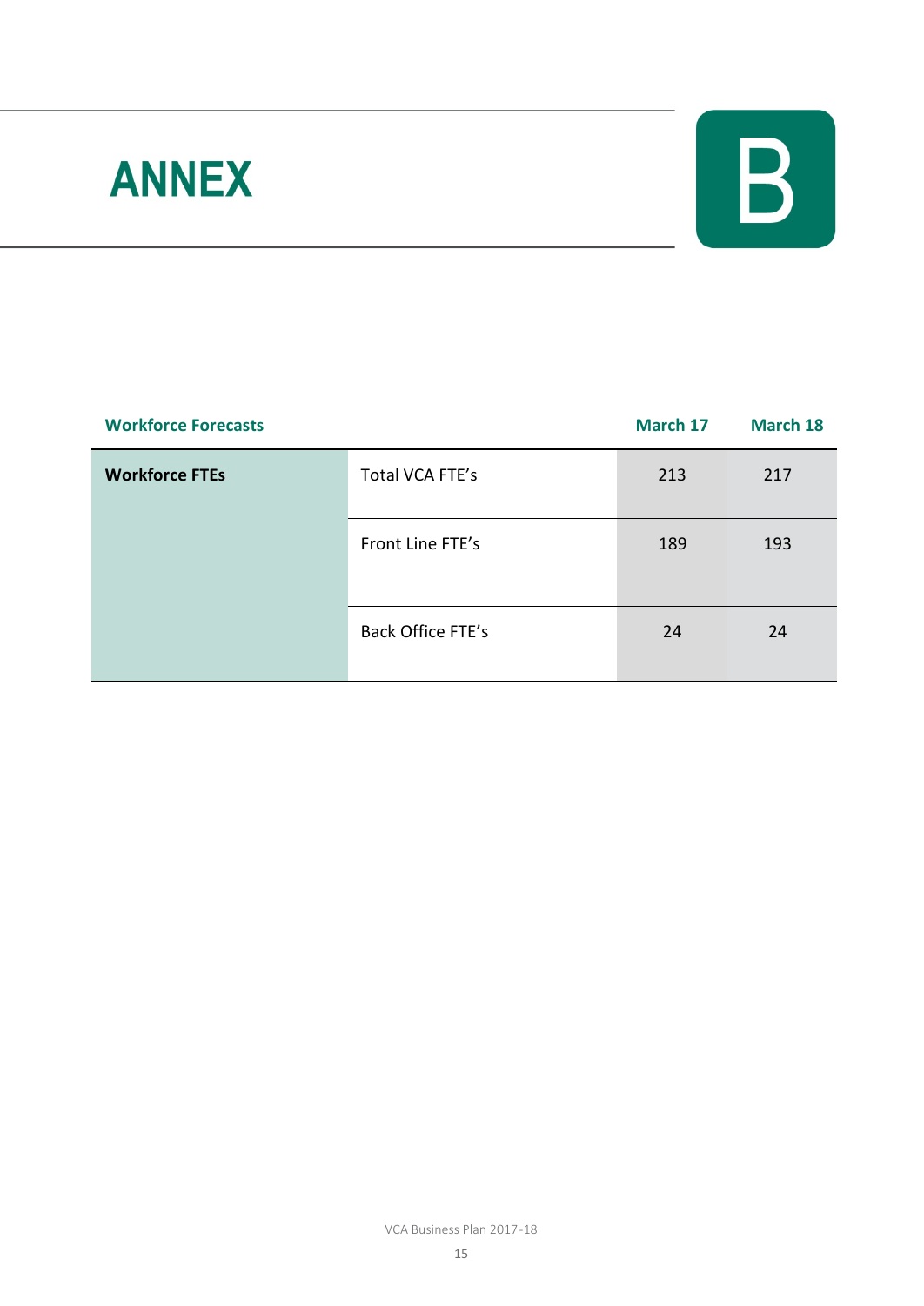# ANNEX B

| Workforce Forecasts | | March 17 | March 18 |
|---|---|---|---|
| **Workforce FTEs** | Total VCA FTE's | 213 | 217 |
| | Front Line FTE's | 189 | 193 |
| | Back Office FTE's | 24 | 24 |